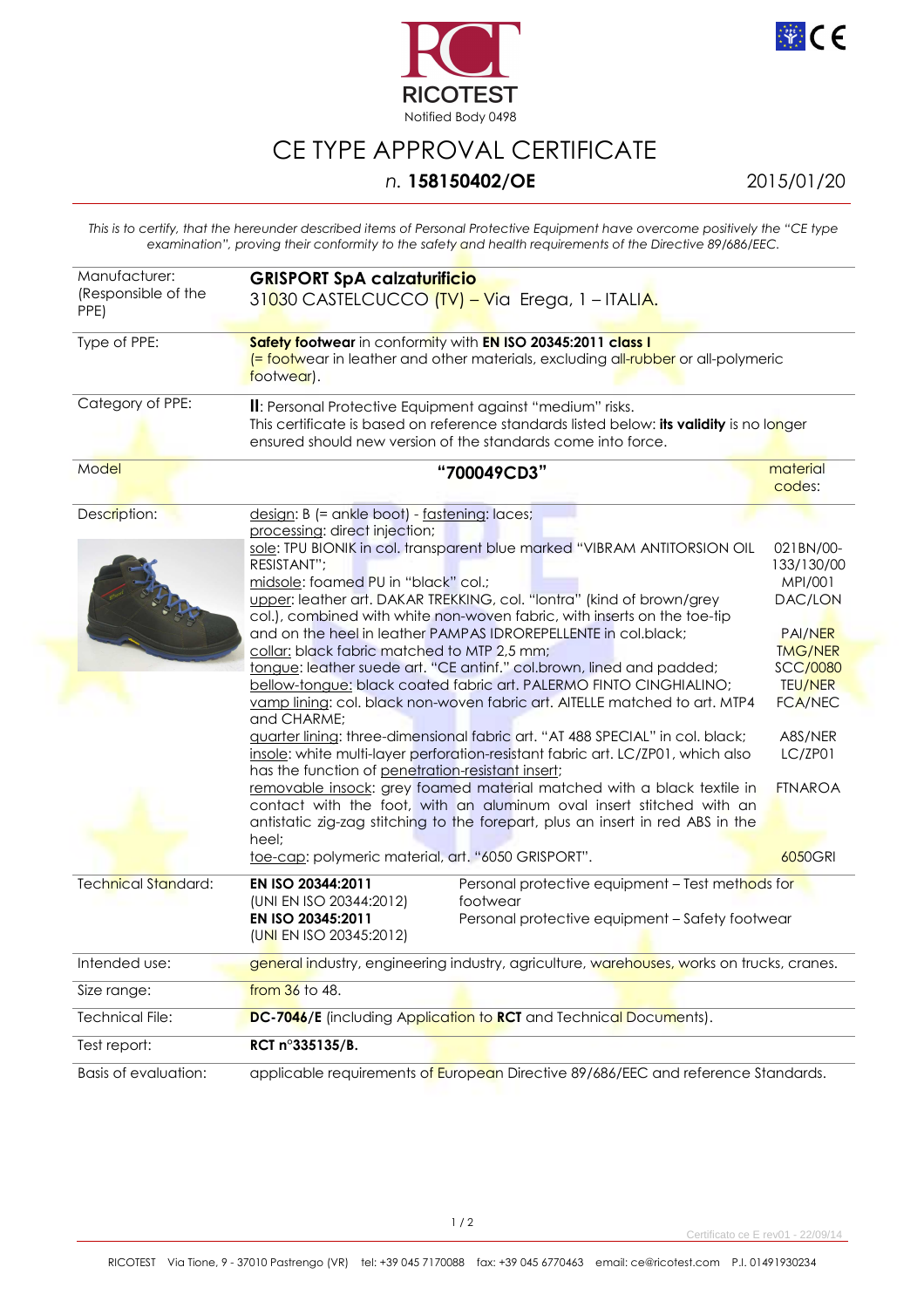RICOTEST

Notified Body 0498

# CE TYPE APPROVAL CERTIFICATE

*n.* **158150402/OE**

2015/01/20

*This is to certify, that the hereunder described items of Personal Protective Equipment have overcome positively the "CE type examination", proving their conformity to the safety and health requirements of the Directive 89/686/EEC.*

| | | |
|---|---|---|
| Manufacturer: (Responsible of the PPE) | **GRISPORT SpA calzaturificio** 31030 CASTELCUCCO (TV) – Via Erega, 1 – ITALIA. | |
| Type of PPE: | **Safety footwear** in conformity with **EN ISO 20345:2011 class I** (= footwear in leather and other materials, excluding all-rubber or all-polymeric footwear). | |
| Category of PPE: | **II**: Personal Protective Equipment against "medium" risks. This certificate is based on reference standards listed below: **its validity** is no longer ensured should new version of the standards come into force. | |
| Model | **"700049CD3"** | material codes: |
| Description: | design: B (= ankle boot) - fastening: laces; processing: direct injection; | |
| | sole: TPU BIONIK in col. transparent blue marked "VIBRAM ANTITORSION OIL RESISTANT"; | 021BN/00-133/130/00 |
| | midsole: foamed PU in "black" col.; | MPI/001 |
| | upper: leather art. DAKAR TREKKING, col. "lontra" (kind of brown/grey col.), combined with white non-woven fabric, with inserts on the toe-tip and on the heel in leather PAMPAS IDROREPELLENTE in col.black; | DAC/LON PAI/NER |
| | collar: black fabric matched to MTP 2,5 mm; | TMG/NER |
| | tongue: leather suede art. "CE antinf." col.brown, lined and padded; | SCC/0080 |
| | bellow-tongue: black coated fabric art. PALERMO FINTO CINGHIALINO; | TEU/NER |
| | vamp lining: col. black non-woven fabric art. AITELLE matched to art. MTP4 and CHARME; | FCA/NEC |
| | quarter lining: three-dimensional fabric art. "AT 488 SPECIAL" in col. black; | A8S/NER |
| | insole: white multi-layer perforation-resistant fabric art. LC/ZP01, which also has the function of penetration-resistant insert; | LC/ZP01 |
| | removable insock: grey foamed material matched with a black textile in contact with the foot, with an aluminum oval insert stitched with an antistatic zig-zag stitching to the forepart, plus an insert in red ABS in the heel; | FTNAROA |
| | toe-cap: polymeric material, art. "6050 GRISPORT". | 6050GRI |
| Technical Standard: | **EN ISO 20344:2011** (UNI EN ISO 20344:2012) – Personal protective equipment – Test methods for footwear; **EN ISO 20345:2011** (UNI EN ISO 20345:2012) – Personal protective equipment – Safety footwear | |
| Intended use: | general industry, engineering industry, agriculture, warehouses, works on trucks, cranes. | |
| Size range: | from 36 to 48. | |
| Technical File: | **DC-7046/E** (including Application to **RCT** and Technical Documents). | |
| Test report: | **RCT n°335135/B.** | |
| Basis of evaluation: | applicable requirements of European Directive 89/686/EEC and reference Standards. | |

Certificato ce E rev01 - 22/09/14

RICOTEST Via Tione, 9 - 37010 Pastrengo (VR) tel: +39 045 7170088 fax: +39 045 6770463 email: ce@ricotest.com P.I. 01491930234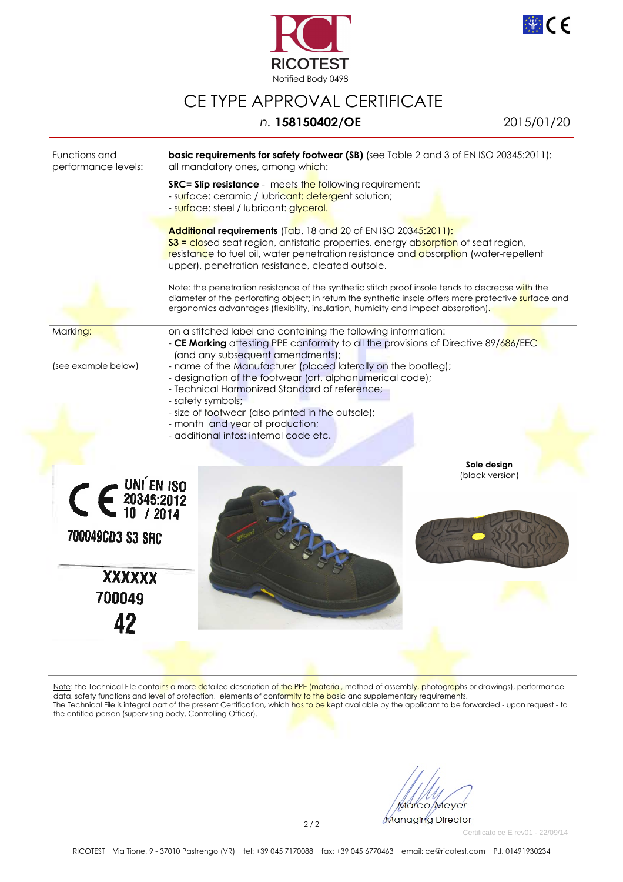RICOTEST
Notified Body 0498

# CE TYPE APPROVAL CERTIFICATE

*n.* **158150402/OE**

2015/01/20

| | |
|---|---|
| Functions and performance levels: | **basic requirements for safety footwear (SB)** (see Table 2 and 3 of EN ISO 20345:2011): all mandatory ones, among which:<br><br>**SRC= Slip resistance** - meets the following requirement:<br>- surface: ceramic / lubricant: detergent solution;<br>- surface: steel / lubricant: glycerol.<br><br>**Additional requirements** (Tab. 18 and 20 of EN ISO 20345:2011):<br>**S3 =** closed seat region, antistatic properties, energy absorption of seat region, resistance to fuel oil, water penetration resistance and absorption (water-repellent upper), penetration resistance, cleated outsole.<br><br>Note: the penetration resistance of the synthetic stitch proof insole tends to decrease with the diameter of the perforating object; in return the synthetic insole offers more protective surface and ergonomics advantages (flexibility, insulation, humidity and impact absorption). |
| Marking:<br><br>(see example below) | on a stitched label and containing the following information:<br>- **CE Marking** attesting PPE conformity to all the provisions of Directive 89/686/EEC (and any subsequent amendments);<br>- name of the Manufacturer (placed laterally on the bootleg);<br>- designation of the footwear (art. alphanumerical code);<br>- Technical Harmonized Standard of reference;<br>- safety symbols;<br>- size of footwear (also printed in the outsole);<br>- month and year of production;<br>- additional infos: internal code etc. |

CE UNI EN ISO 20345:2012
10 / 2014
700049CD3 S3 SRC

XXXXXX
700049
42

**Sole design**
(black version)

Note: the Technical File contains a more detailed description of the PPE (material, method of assembly, photographs or drawings), performance data, safety functions and level of protection, elements of conformity to the basic and supplementary requirements.
The Technical File is integral part of the present Certification, which has to be kept available by the applicant to be forwarded - upon request - to the entitled person (supervising body, Controlling Officer).

Marco Meyer
Managing Director

Certificato ce E rev01 - 22/09/14

RICOTEST Via Tione, 9 - 37010 Pastrengo (VR) tel: +39 045 7170088 fax: +39 045 6770463 email: ce@ricotest.com P.I. 01491930234